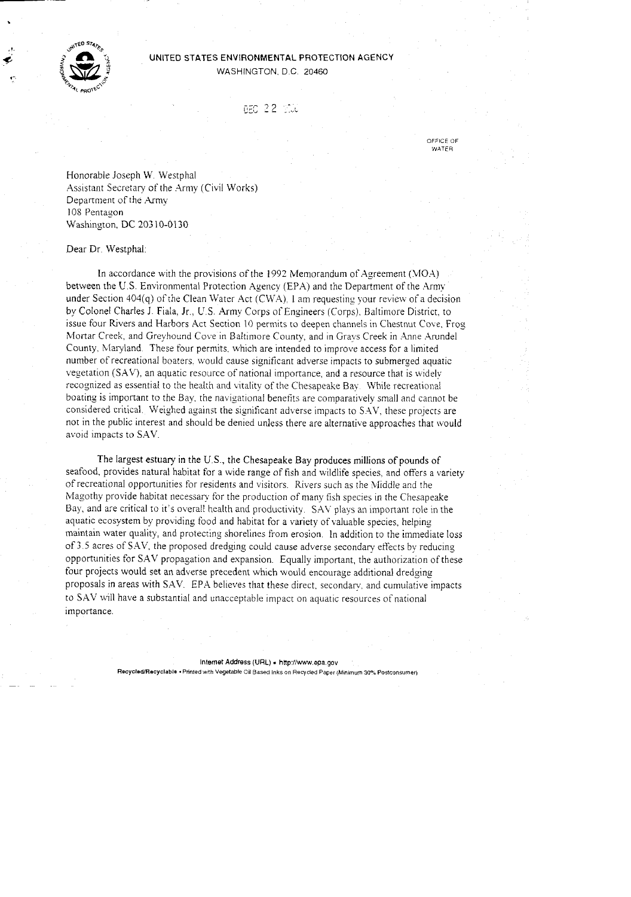UNITED STATES ENVIRONMENTAL PROTECTION AGENCY
WASHINGTON, D.C. 20460

DEC 22

OFFICE OF WATER

Honorable Joseph W. Westphal
Assistant Secretary of the Army (Civil Works)
Department of the Army
108 Pentagon
Washington, DC 20310-0130

Dear Dr. Westphal:

In accordance with the provisions of the 1992 Memorandum of Agreement (MOA) between the U.S. Environmental Protection Agency (EPA) and the Department of the Army under Section 404(q) of the Clean Water Act (CWA), I am requesting your review of a decision by Colonel Charles J. Fiala, Jr., U.S. Army Corps of Engineers (Corps), Baltimore District, to issue four Rivers and Harbors Act Section 10 permits to deepen channels in Chestnut Cove, Frog Mortar Creek, and Greyhound Cove in Baltimore County, and in Grays Creek in Anne Arundel County, Maryland. These four permits, which are intended to improve access for a limited number of recreational boaters, would cause significant adverse impacts to submerged aquatic vegetation (SAV), an aquatic resource of national importance, and a resource that is widely recognized as essential to the health and vitality of the Chesapeake Bay. While recreational boating is important to the Bay, the navigational benefits are comparatively small and cannot be considered critical. Weighed against the significant adverse impacts to SAV, these projects are not in the public interest and should be denied unless there are alternative approaches that would avoid impacts to SAV.

The largest estuary in the U.S., the Chesapeake Bay produces millions of pounds of seafood, provides natural habitat for a wide range of fish and wildlife species, and offers a variety of recreational opportunities for residents and visitors. Rivers such as the Middle and the Magothy provide habitat necessary for the production of many fish species in the Chesapeake Bay, and are critical to it's overall health and productivity. SAV plays an important role in the aquatic ecosystem by providing food and habitat for a variety of valuable species, helping maintain water quality, and protecting shorelines from erosion. In addition to the immediate loss of 3.5 acres of SAV, the proposed dredging could cause adverse secondary effects by reducing opportunities for SAV propagation and expansion. Equally important, the authorization of these four projects would set an adverse precedent which would encourage additional dredging proposals in areas with SAV. EPA believes that these direct, secondary, and cumulative impacts to SAV will have a substantial and unacceptable impact on aquatic resources of national importance.

Internet Address (URL) • http://www.epa.gov
Recycled/Recyclable • Printed with Vegetable Oil Based Inks on Recycled Paper (Minimum 30% Postconsumer)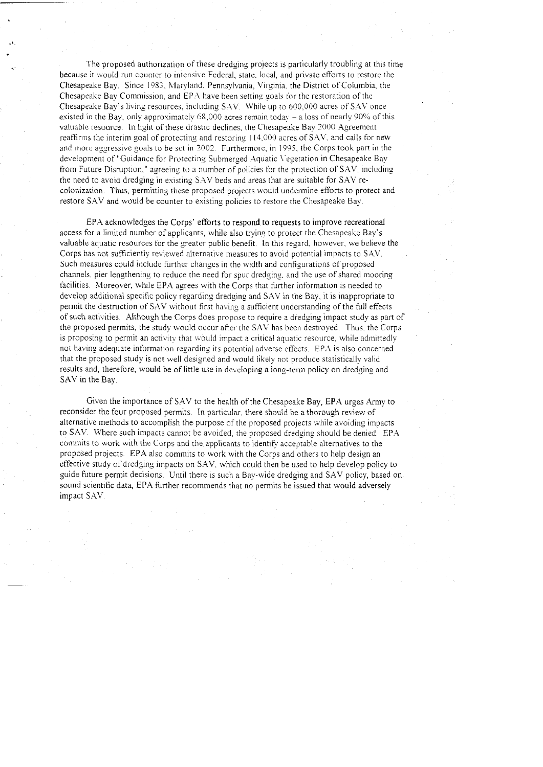The proposed authorization of these dredging projects is particularly troubling at this time because it would run counter to intensive Federal, state, local, and private efforts to restore the Chesapeake Bay. Since 1983, Maryland, Pennsylvania, Virginia, the District of Columbia, the Chesapeake Bay Commission, and EPA have been setting goals for the restoration of the Chesapeake Bay's living resources, including SAV. While up to 600,000 acres of SAV once existed in the Bay, only approximately 68,000 acres remain today – a loss of nearly 90% of this valuable resource. In light of these drastic declines, the Chesapeake Bay 2000 Agreement reaffirms the interim goal of protecting and restoring 114,000 acres of SAV, and calls for new and more aggressive goals to be set in 2002. Furthermore, in 1995, the Corps took part in the development of "Guidance for Protecting Submerged Aquatic Vegetation in Chesapeake Bay from Future Disruption," agreeing to a number of policies for the protection of SAV, including the need to avoid dredging in existing SAV beds and areas that are suitable for SAV re-colonization. Thus, permitting these proposed projects would undermine efforts to protect and restore SAV and would be counter to existing policies to restore the Chesapeake Bay.

EPA acknowledges the Corps' efforts to respond to requests to improve recreational access for a limited number of applicants, while also trying to protect the Chesapeake Bay's valuable aquatic resources for the greater public benefit. In this regard, however, we believe the Corps has not sufficiently reviewed alternative measures to avoid potential impacts to SAV. Such measures could include further changes in the width and configurations of proposed channels, pier lengthening to reduce the need for spur dredging, and the use of shared mooring facilities. Moreover, while EPA agrees with the Corps that further information is needed to develop additional specific policy regarding dredging and SAV in the Bay, it is inappropriate to permit the destruction of SAV without first having a sufficient understanding of the full effects of such activities. Although the Corps does propose to require a dredging impact study as part of the proposed permits, the study would occur after the SAV has been destroyed. Thus, the Corps is proposing to permit an activity that would impact a critical aquatic resource, while admittedly not having adequate information regarding its potential adverse effects. EPA is also concerned that the proposed study is not well designed and would likely not produce statistically valid results and, therefore, would be of little use in developing a long-term policy on dredging and SAV in the Bay.

Given the importance of SAV to the health of the Chesapeake Bay, EPA urges Army to reconsider the four proposed permits. In particular, there should be a thorough review of alternative methods to accomplish the purpose of the proposed projects while avoiding impacts to SAV. Where such impacts cannot be avoided, the proposed dredging should be denied. EPA commits to work with the Corps and the applicants to identify acceptable alternatives to the proposed projects. EPA also commits to work with the Corps and others to help design an effective study of dredging impacts on SAV, which could then be used to help develop policy to guide future permit decisions. Until there is such a Bay-wide dredging and SAV policy, based on sound scientific data, EPA further recommends that no permits be issued that would adversely impact SAV.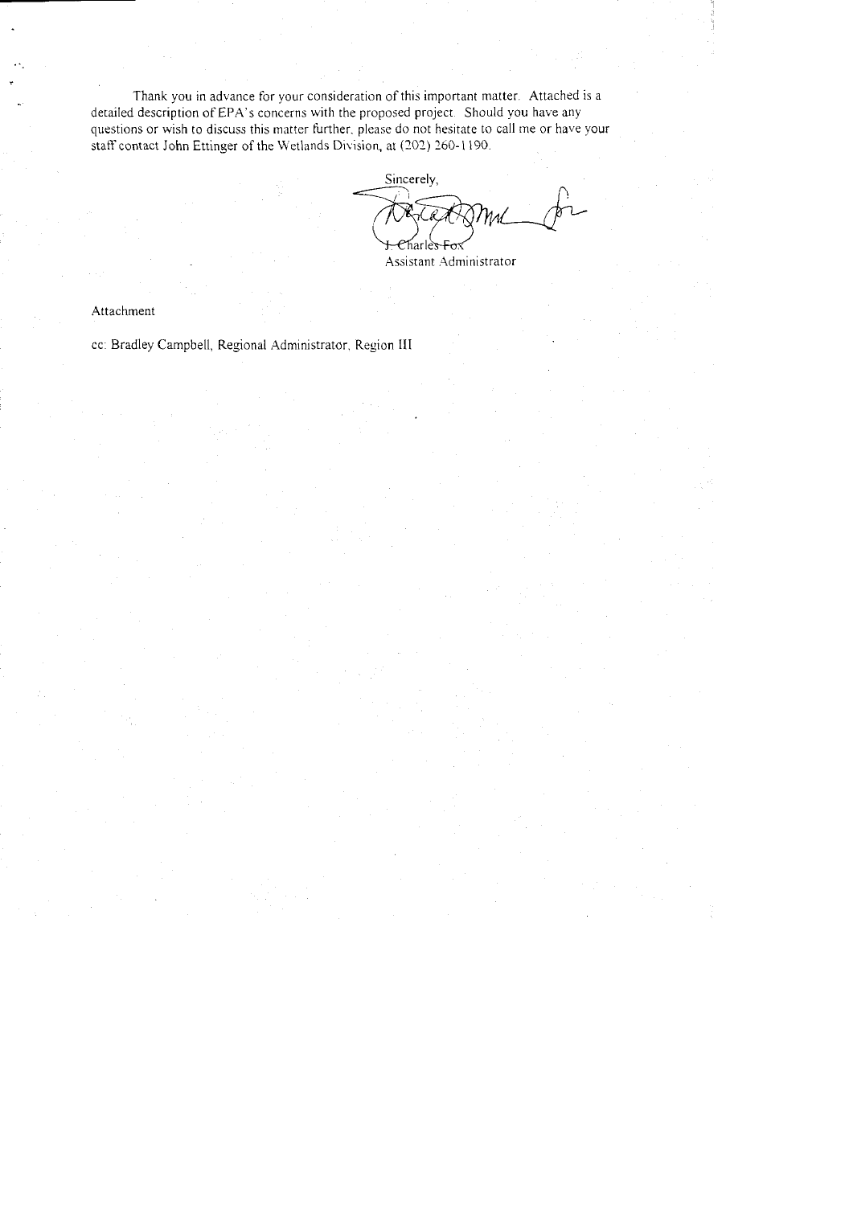Thank you in advance for your consideration of this important matter. Attached is a detailed description of EPA's concerns with the proposed project. Should you have any questions or wish to discuss this matter further, please do not hesitate to call me or have your staff contact John Ettinger of the Wetlands Division, at (202) 260-1190.

Sincerely,

J. Charles Fox
Assistant Administrator

Attachment

cc: Bradley Campbell, Regional Administrator, Region III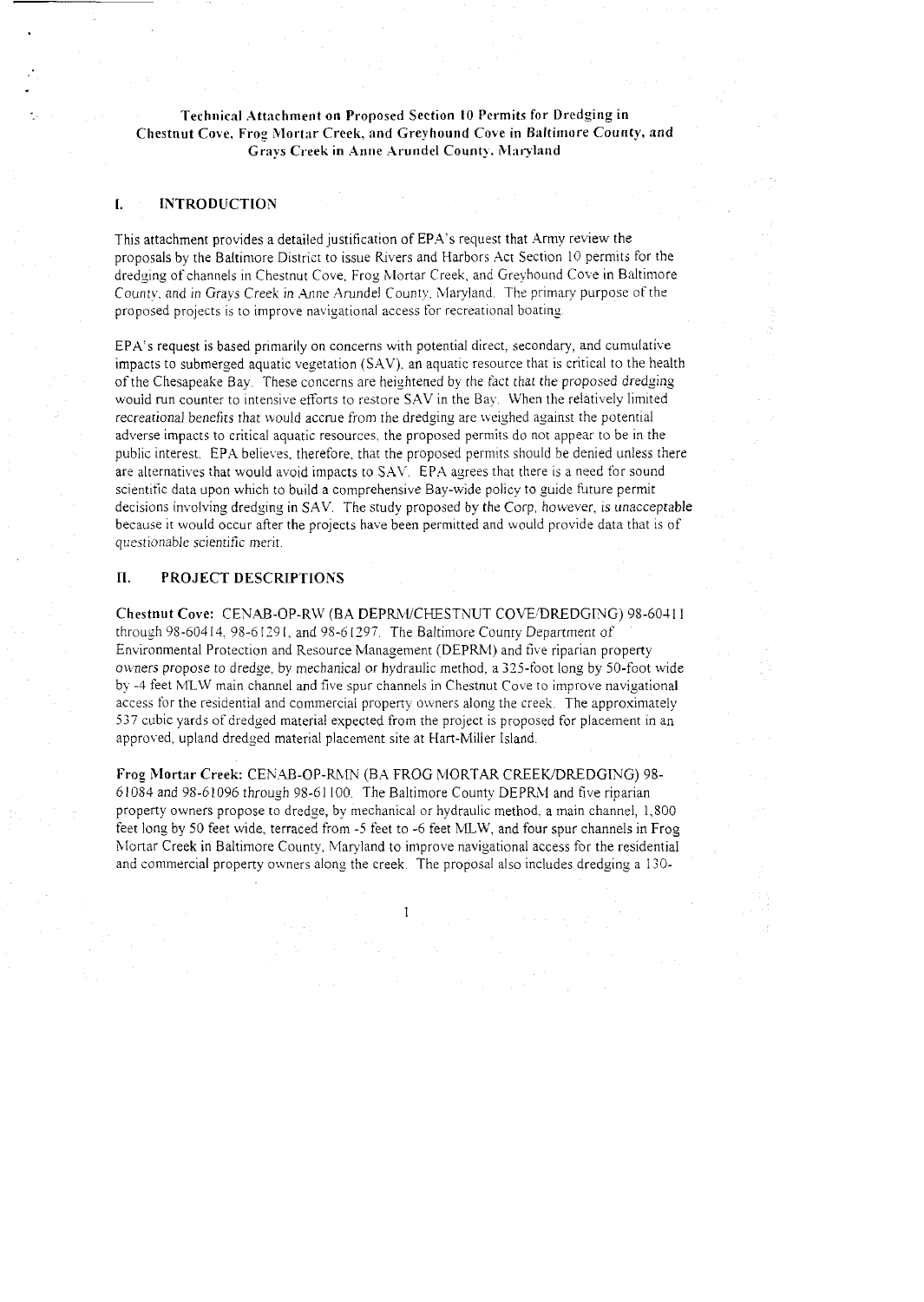**Technical Attachment on Proposed Section 10 Permits for Dredging in Chestnut Cove, Frog Mortar Creek, and Greyhound Cove in Baltimore County, and Grays Creek in Anne Arundel County, Maryland**

## I. INTRODUCTION

This attachment provides a detailed justification of EPA's request that Army review the proposals by the Baltimore District to issue Rivers and Harbors Act Section 10 permits for the dredging of channels in Chestnut Cove, Frog Mortar Creek, and Greyhound Cove in Baltimore County, and in Grays Creek in Anne Arundel County, Maryland. The primary purpose of the proposed projects is to improve navigational access for recreational boating.

EPA's request is based primarily on concerns with potential direct, secondary, and cumulative impacts to submerged aquatic vegetation (SAV), an aquatic resource that is critical to the health of the Chesapeake Bay. These concerns are heightened by the fact that the proposed dredging would run counter to intensive efforts to restore SAV in the Bay. When the relatively limited recreational benefits that would accrue from the dredging are weighed against the potential adverse impacts to critical aquatic resources, the proposed permits do not appear to be in the public interest. EPA believes, therefore, that the proposed permits should be denied unless there are alternatives that would avoid impacts to SAV. EPA agrees that there is a need for sound scientific data upon which to build a comprehensive Bay-wide policy to guide future permit decisions involving dredging in SAV. The study proposed by the Corp, however, is unacceptable because it would occur after the projects have been permitted and would provide data that is of questionable scientific merit.

## II. PROJECT DESCRIPTIONS

**Chestnut Cove:** CENAB-OP-RW (BA DEPRM/CHESTNUT COVE/DREDGING) 98-60411 through 98-60414, 98-61291, and 98-61297. The Baltimore County Department of Environmental Protection and Resource Management (DEPRM) and five riparian property owners propose to dredge, by mechanical or hydraulic method, a 325-foot long by 50-foot wide by -4 feet MLW main channel and five spur channels in Chestnut Cove to improve navigational access for the residential and commercial property owners along the creek. The approximately 537 cubic yards of dredged material expected from the project is proposed for placement in an approved, upland dredged material placement site at Hart-Miller Island.

**Frog Mortar Creek:** CENAB-OP-RMN (BA FROG MORTAR CREEK/DREDGING) 98-61084 and 98-61096 through 98-61100. The Baltimore County DEPRM and five riparian property owners propose to dredge, by mechanical or hydraulic method, a main channel, 1,800 feet long by 50 feet wide, terraced from -5 feet to -6 feet MLW, and four spur channels in Frog Mortar Creek in Baltimore County, Maryland to improve navigational access for the residential and commercial property owners along the creek. The proposal also includes dredging a 130-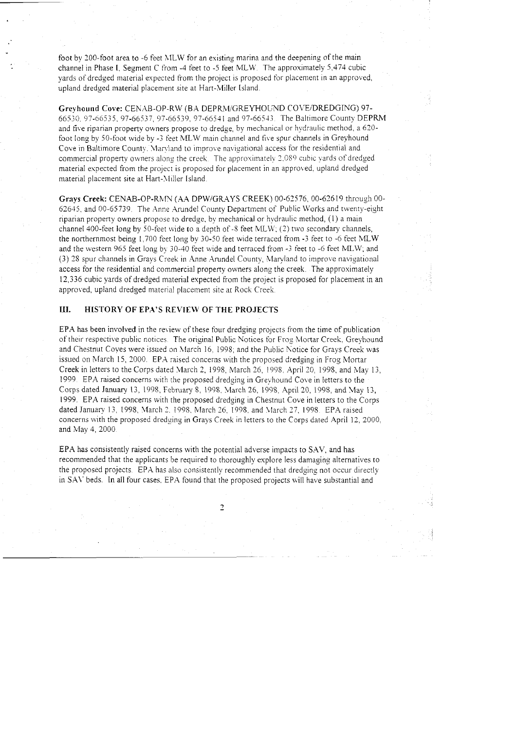foot by 200-foot area to -6 feet MLW for an existing marina and the deepening of the main channel in Phase I, Segment C from -4 feet to -5 feet MLW. The approximately 5,474 cubic yards of dredged material expected from the project is proposed for placement in an approved, upland dredged material placement site at Hart-Miller Island.

**Greyhound Cove:** CENAB-OP-RW (BA DEPRM/GREYHOUND COVE/DREDGING) 97-66530, 97-66535, 97-66537, 97-66539, 97-66541 and 97-66543. The Baltimore County DEPRM and five riparian property owners propose to dredge, by mechanical or hydraulic method, a 620-foot long by 50-foot wide by -3 feet MLW main channel and five spur channels in Greyhound Cove in Baltimore County, Maryland to improve navigational access for the residential and commercial property owners along the creek. The approximately 2,089 cubic yards of dredged material expected from the project is proposed for placement in an approved, upland dredged material placement site at Hart-Miller Island.

**Grays Creek:** CENAB-OP-RMN (AA DPW/GRAYS CREEK) 00-62576, 00-62619 through 00-62645, and 00-65739. The Anne Arundel County Department of Public Works and twenty-eight riparian property owners propose to dredge, by mechanical or hydraulic method, (1) a main channel 400-feet long by 50-feet wide to a depth of -8 feet MLW; (2) two secondary channels, the northernmost being 1,700 feet long by 30-50 feet wide terraced from -3 feet to -6 feet MLW and the western 965 feet long by 30-40 feet wide and terraced from -3 feet to -6 feet MLW; and (3) 28 spur channels in Grays Creek in Anne Arundel County, Maryland to improve navigational access for the residential and commercial property owners along the creek. The approximately 12,336 cubic yards of dredged material expected from the project is proposed for placement in an approved, upland dredged material placement site at Rock Creek.

## III. HISTORY OF EPA'S REVIEW OF THE PROJECTS

EPA has been involved in the review of these four dredging projects from the time of publication of their respective public notices. The original Public Notices for Frog Mortar Creek, Greyhound and Chestnut Coves were issued on March 16, 1998; and the Public Notice for Grays Creek was issued on March 15, 2000. EPA raised concerns with the proposed dredging in Frog Mortar Creek in letters to the Corps dated March 2, 1998, March 26, 1998, April 20, 1998, and May 13, 1999. EPA raised concerns with the proposed dredging in Greyhound Cove in letters to the Corps dated January 13, 1998, February 8, 1998, March 26, 1998, April 20, 1998, and May 13, 1999. EPA raised concerns with the proposed dredging in Chestnut Cove in letters to the Corps dated January 13, 1998, March 2, 1998, March 26, 1998, and March 27, 1998. EPA raised concerns with the proposed dredging in Grays Creek in letters to the Corps dated April 12, 2000, and May 4, 2000.

EPA has consistently raised concerns with the potential adverse impacts to SAV, and has recommended that the applicants be required to thoroughly explore less damaging alternatives to the proposed projects. EPA has also consistently recommended that dredging not occur directly in SAV beds. In all four cases, EPA found that the proposed projects will have substantial and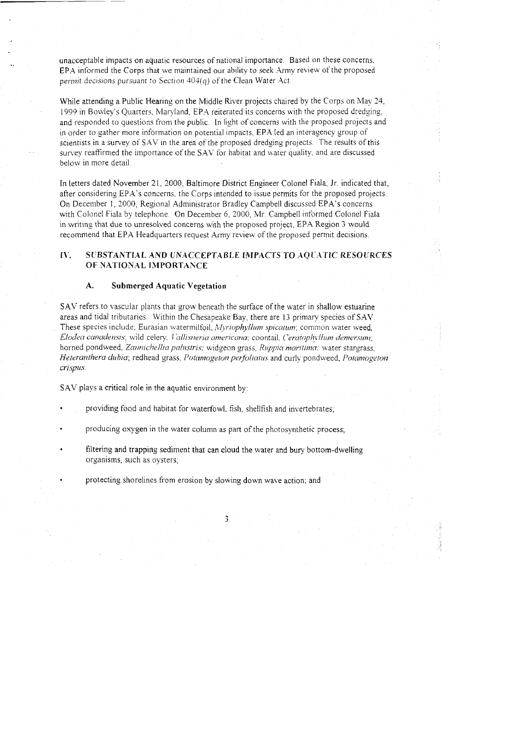unacceptable impacts on aquatic resources of national importance. Based on these concerns, EPA informed the Corps that we maintained our ability to seek Army review of the proposed permit decisions pursuant to Section 404(q) of the Clean Water Act.

While attending a Public Hearing on the Middle River projects chaired by the Corps on May 24, 1999 in Bowley's Quarters, Maryland, EPA reiterated its concerns with the proposed dredging, and responded to questions from the public. In light of concerns with the proposed projects and in order to gather more information on potential impacts, EPA led an interagency group of scientists in a survey of SAV in the area of the proposed dredging projects. The results of this survey reaffirmed the importance of the SAV for habitat and water quality, and are discussed below in more detail.

In letters dated November 21, 2000, Baltimore District Engineer Colonel Fiala, Jr. indicated that, after considering EPA's concerns, the Corps intended to issue permits for the proposed projects. On December 1, 2000, Regional Administrator Bradley Campbell discussed EPA's concerns with Colonel Fiala by telephone. On December 6, 2000, Mr. Campbell informed Colonel Fiala in writing that due to unresolved concerns with the proposed project, EPA Region 3 would recommend that EPA Headquarters request Army review of the proposed permit decisions.

## IV. SUBSTANTIAL AND UNACCEPTABLE IMPACTS TO AQUATIC RESOURCES OF NATIONAL IMPORTANCE

### A. Submerged Aquatic Vegetation

SAV refers to vascular plants that grow beneath the surface of the water in shallow estuarine areas and tidal tributaries. Within the Chesapeake Bay, there are 13 primary species of SAV. These species include: Eurasian watermilfoil, *Myriophyllum spicatum*; common water weed, *Elodea canadensis*; wild celery, *Vallisneria americana*; coontail, *Ceratophyllum demersum*; horned pondweed, *Zannichellia palustris*; widgeon grass, *Ruppia maritima*; water stargrass, *Heteranthera dubia*; redhead grass, *Potamogeton perfoliatus* and curly pondweed, *Potamogeton crispus*.

SAV plays a critical role in the aquatic environment by:

- providing food and habitat for waterfowl, fish, shellfish and invertebrates;
- producing oxygen in the water column as part of the photosynthetic process;
- filtering and trapping sediment that can cloud the water and bury bottom-dwelling organisms, such as oysters;
- protecting shorelines from erosion by slowing down wave action; and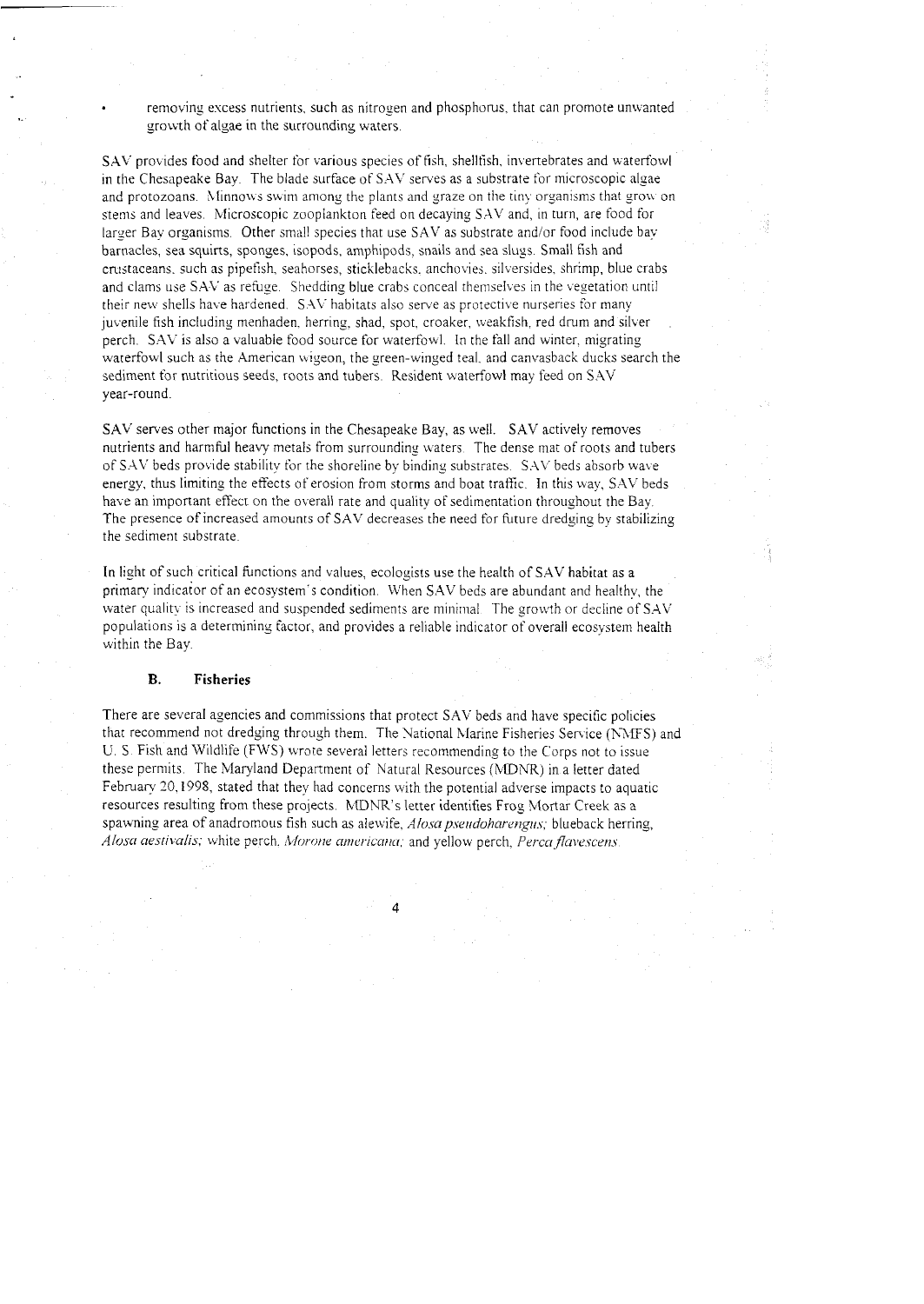- removing excess nutrients, such as nitrogen and phosphorus, that can promote unwanted growth of algae in the surrounding waters.

SAV provides food and shelter for various species of fish, shellfish, invertebrates and waterfowl in the Chesapeake Bay. The blade surface of SAV serves as a substrate for microscopic algae and protozoans. Minnows swim among the plants and graze on the tiny organisms that grow on stems and leaves. Microscopic zooplankton feed on decaying SAV and, in turn, are food for larger Bay organisms. Other small species that use SAV as substrate and/or food include bay barnacles, sea squirts, sponges, isopods, amphipods, snails and sea slugs. Small fish and crustaceans, such as pipefish, seahorses, sticklebacks, anchovies, silversides, shrimp, blue crabs and clams use SAV as refuge. Shedding blue crabs conceal themselves in the vegetation until their new shells have hardened. SAV habitats also serve as protective nurseries for many juvenile fish including menhaden, herring, shad, spot, croaker, weakfish, red drum and silver perch. SAV is also a valuable food source for waterfowl. In the fall and winter, migrating waterfowl such as the American wigeon, the green-winged teal, and canvasback ducks search the sediment for nutritious seeds, roots and tubers. Resident waterfowl may feed on SAV year-round.

SAV serves other major functions in the Chesapeake Bay, as well. SAV actively removes nutrients and harmful heavy metals from surrounding waters. The dense mat of roots and tubers of SAV beds provide stability for the shoreline by binding substrates. SAV beds absorb wave energy, thus limiting the effects of erosion from storms and boat traffic. In this way, SAV beds have an important effect on the overall rate and quality of sedimentation throughout the Bay. The presence of increased amounts of SAV decreases the need for future dredging by stabilizing the sediment substrate.

In light of such critical functions and values, ecologists use the health of SAV habitat as a primary indicator of an ecosystem's condition. When SAV beds are abundant and healthy, the water quality is increased and suspended sediments are minimal. The growth or decline of SAV populations is a determining factor, and provides a reliable indicator of overall ecosystem health within the Bay.

### B. Fisheries

There are several agencies and commissions that protect SAV beds and have specific policies that recommend not dredging through them. The National Marine Fisheries Service (NMFS) and U. S. Fish and Wildlife (FWS) wrote several letters recommending to the Corps not to issue these permits. The Maryland Department of Natural Resources (MDNR) in a letter dated February 20, 1998, stated that they had concerns with the potential adverse impacts to aquatic resources resulting from these projects. MDNR's letter identifies Frog Mortar Creek as a spawning area of anadromous fish such as alewife, *Alosa pseudoharengus;* blueback herring, *Alosa aestivalis;* white perch, *Morone americana;* and yellow perch, *Perca flavescens.*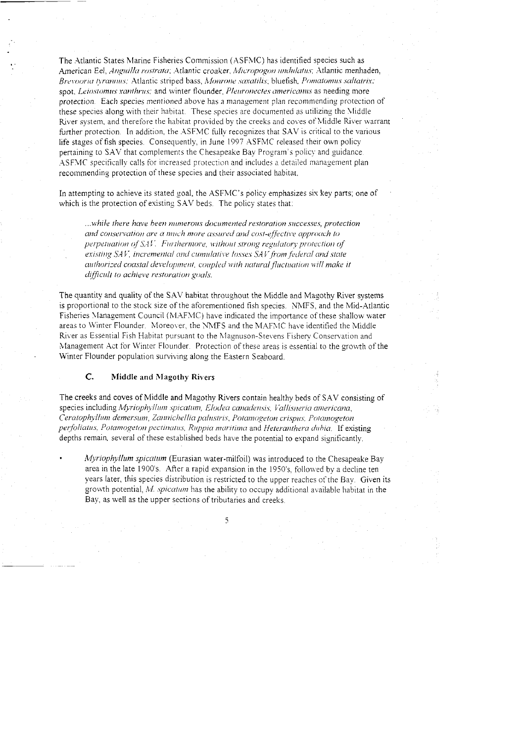The Atlantic States Marine Fisheries Commission (ASFMC) has identified species such as American Eel, *Anguilla rostrata*; Atlantic croaker, *Micropogon undulatus*; Atlantic menhaden, *Brevoortia tyrannus*; Atlantic striped bass, *Monrone saxatilis*; bluefish, *Pomatomus saltatrix*; spot, *Leiostomus xanthrus*; and winter flounder, *Pleuronectes americanus* as needing more protection. Each species mentioned above has a management plan recommending protection of these species along with their habitat. These species are documented as utilizing the Middle River system, and therefore the habitat provided by the creeks and coves of Middle River warrant further protection. In addition, the ASFMC fully recognizes that SAV is critical to the various life stages of fish species. Consequently, in June 1997 ASFMC released their own policy pertaining to SAV that complements the Chesapeake Bay Program's policy and guidance. ASFMC specifically calls for increased protection and includes a detailed management plan recommending protection of these species and their associated habitat.

In attempting to achieve its stated goal, the ASFMC's policy emphasizes six key parts; one of which is the protection of existing SAV beds. The policy states that:

> *...while there have been numerous documented restoration successes, protection and conservation are a much more assured and cost-effective approach to perpetuation of SAV. Furthermore, without strong regulatory protection of existing SAV, incremental and cumulative losses SAV from federal and state authorized coastal development, coupled with natural fluctuation will make it difficult to achieve restoration goals.*

The quantity and quality of the SAV habitat throughout the Middle and Magothy River systems is proportional to the stock size of the aforementioned fish species. NMFS, and the Mid-Atlantic Fisheries Management Council (MAFMC) have indicated the importance of these shallow water areas to Winter Flounder. Moreover, the NMFS and the MAFMC have identified the Middle River as Essential Fish Habitat pursuant to the Magnuson-Stevens Fishery Conservation and Management Act for Winter Flounder. Protection of these areas is essential to the growth of the Winter Flounder population surviving along the Eastern Seaboard.

### C. Middle and Magothy Rivers

The creeks and coves of Middle and Magothy Rivers contain healthy beds of SAV consisting of species including *Myriophyllum spicatum*, *Elodea canadensis*, *Vallisneria americana*, *Ceratophyllum demersum*, *Zannichellia palustris*, *Potamogeton crispus*, *Potamogeton perfoliatus*, *Potamogeton pectinatus*, *Ruppia maritima* and *Heteranthera dubia*. If existing depths remain, several of these established beds have the potential to expand significantly.

- *Myriophyllum spicatum* (Eurasian water-milfoil) was introduced to the Chesapeake Bay area in the late 1900's. After a rapid expansion in the 1950's, followed by a decline ten years later, this species distribution is restricted to the upper reaches of the Bay. Given its growth potential, *M. spicatum* has the ability to occupy additional available habitat in the Bay, as well as the upper sections of tributaries and creeks.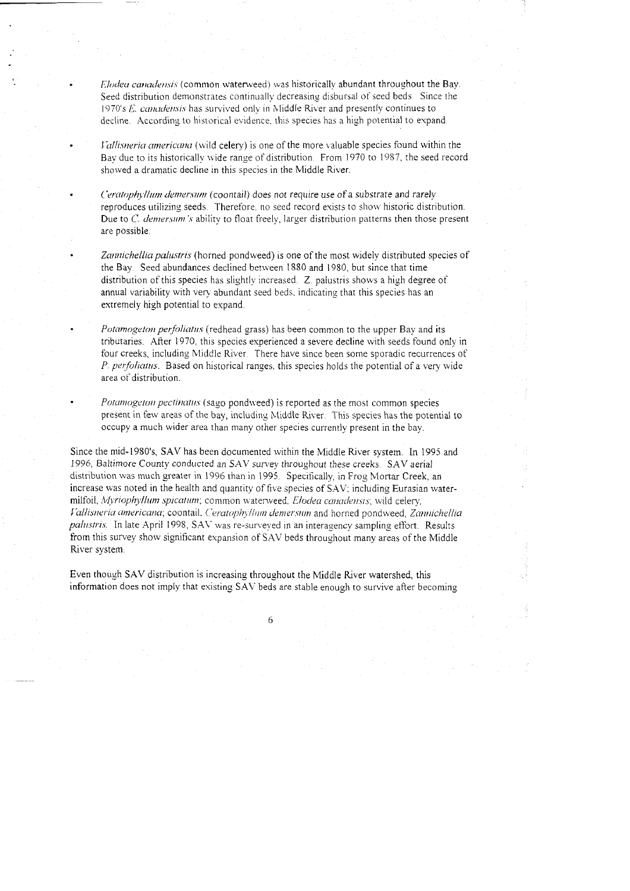- *Elodea canadensis* (common waterweed) was historically abundant throughout the Bay. Seed distribution demonstrates continually decreasing disbursal of seed beds. Since the 1970's *E. canadensis* has survived only in Middle River and presently continues to decline. According to historical evidence, this species has a high potential to expand.

- *Vallisneria americana* (wild celery) is one of the more valuable species found within the Bay due to its historically wide range of distribution. From 1970 to 1987, the seed record showed a dramatic decline in this species in the Middle River.

- *Ceratophyllum demersum* (coontail) does not require use of a substrate and rarely reproduces utilizing seeds. Therefore, no seed record exists to show historic distribution. Due to *C. demersum's* ability to float freely, larger distribution patterns then those present are possible.

- *Zannichellia palustris* (horned pondweed) is one of the most widely distributed species of the Bay. Seed abundances declined between 1880 and 1980, but since that time distribution of this species has slightly increased. Z. palustris shows a high degree of annual variability with very abundant seed beds, indicating that this species has an extremely high potential to expand.

- *Potamogeton perfoliatus* (redhead grass) has been common to the upper Bay and its tributaries. After 1970, this species experienced a severe decline with seeds found only in four creeks, including Middle River. There have since been some sporadic recurrences of *P. perfoliatus*. Based on historical ranges, this species holds the potential of a very wide area of distribution.

- *Potamogeton pectinatus* (sago pondweed) is reported as the most common species present in few areas of the bay, including Middle River. This species has the potential to occupy a much wider area than many other species currently present in the bay.

Since the mid-1980's, SAV has been documented within the Middle River system. In 1995 and 1996, Baltimore County conducted an SAV survey throughout these creeks. SAV aerial distribution was much greater in 1996 than in 1995. Specifically, in Frog Mortar Creek, an increase was noted in the health and quantity of five species of SAV; including Eurasian water-milfoil, *Myriophyllum spicatum*; common waterweed, *Elodea canadensis*; wild celery, *Vallisneria americana*; coontail, *Ceratophyllum demersum* and horned pondweed, *Zannichellia palustris*. In late April 1998, SAV was re-surveyed in an interagency sampling effort. Results from this survey show significant expansion of SAV beds throughout many areas of the Middle River system.

Even though SAV distribution is increasing throughout the Middle River watershed, this information does not imply that existing SAV beds are stable enough to survive after becoming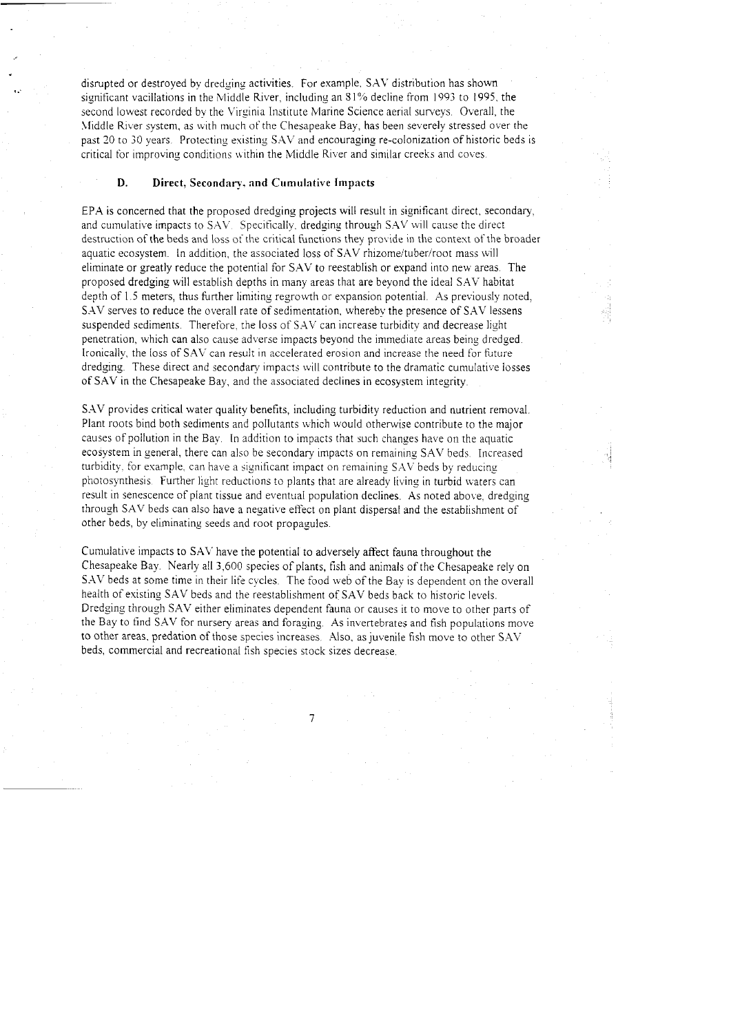disrupted or destroyed by dredging activities. For example, SAV distribution has shown significant vacillations in the Middle River, including an 81% decline from 1993 to 1995, the second lowest recorded by the Virginia Institute Marine Science aerial surveys. Overall, the Middle River system, as with much of the Chesapeake Bay, has been severely stressed over the past 20 to 30 years. Protecting existing SAV and encouraging re-colonization of historic beds is critical for improving conditions within the Middle River and similar creeks and coves.

### D. Direct, Secondary, and Cumulative Impacts

EPA is concerned that the proposed dredging projects will result in significant direct, secondary, and cumulative impacts to SAV. Specifically, dredging through SAV will cause the direct destruction of the beds and loss of the critical functions they provide in the context of the broader aquatic ecosystem. In addition, the associated loss of SAV rhizome/tuber/root mass will eliminate or greatly reduce the potential for SAV to reestablish or expand into new areas. The proposed dredging will establish depths in many areas that are beyond the ideal SAV habitat depth of 1.5 meters, thus further limiting regrowth or expansion potential. As previously noted, SAV serves to reduce the overall rate of sedimentation, whereby the presence of SAV lessens suspended sediments. Therefore, the loss of SAV can increase turbidity and decrease light penetration, which can also cause adverse impacts beyond the immediate areas being dredged. Ironically, the loss of SAV can result in accelerated erosion and increase the need for future dredging. These direct and secondary impacts will contribute to the dramatic cumulative losses of SAV in the Chesapeake Bay, and the associated declines in ecosystem integrity.

SAV provides critical water quality benefits, including turbidity reduction and nutrient removal. Plant roots bind both sediments and pollutants which would otherwise contribute to the major causes of pollution in the Bay. In addition to impacts that such changes have on the aquatic ecosystem in general, there can also be secondary impacts on remaining SAV beds. Increased turbidity, for example, can have a significant impact on remaining SAV beds by reducing photosynthesis. Further light reductions to plants that are already living in turbid waters can result in senescence of plant tissue and eventual population declines. As noted above, dredging through SAV beds can also have a negative effect on plant dispersal and the establishment of other beds, by eliminating seeds and root propagules.

Cumulative impacts to SAV have the potential to adversely affect fauna throughout the Chesapeake Bay. Nearly all 3,600 species of plants, fish and animals of the Chesapeake rely on SAV beds at some time in their life cycles. The food web of the Bay is dependent on the overall health of existing SAV beds and the reestablishment of SAV beds back to historic levels. Dredging through SAV either eliminates dependent fauna or causes it to move to other parts of the Bay to find SAV for nursery areas and foraging. As invertebrates and fish populations move to other areas, predation of those species increases. Also, as juvenile fish move to other SAV beds, commercial and recreational fish species stock sizes decrease.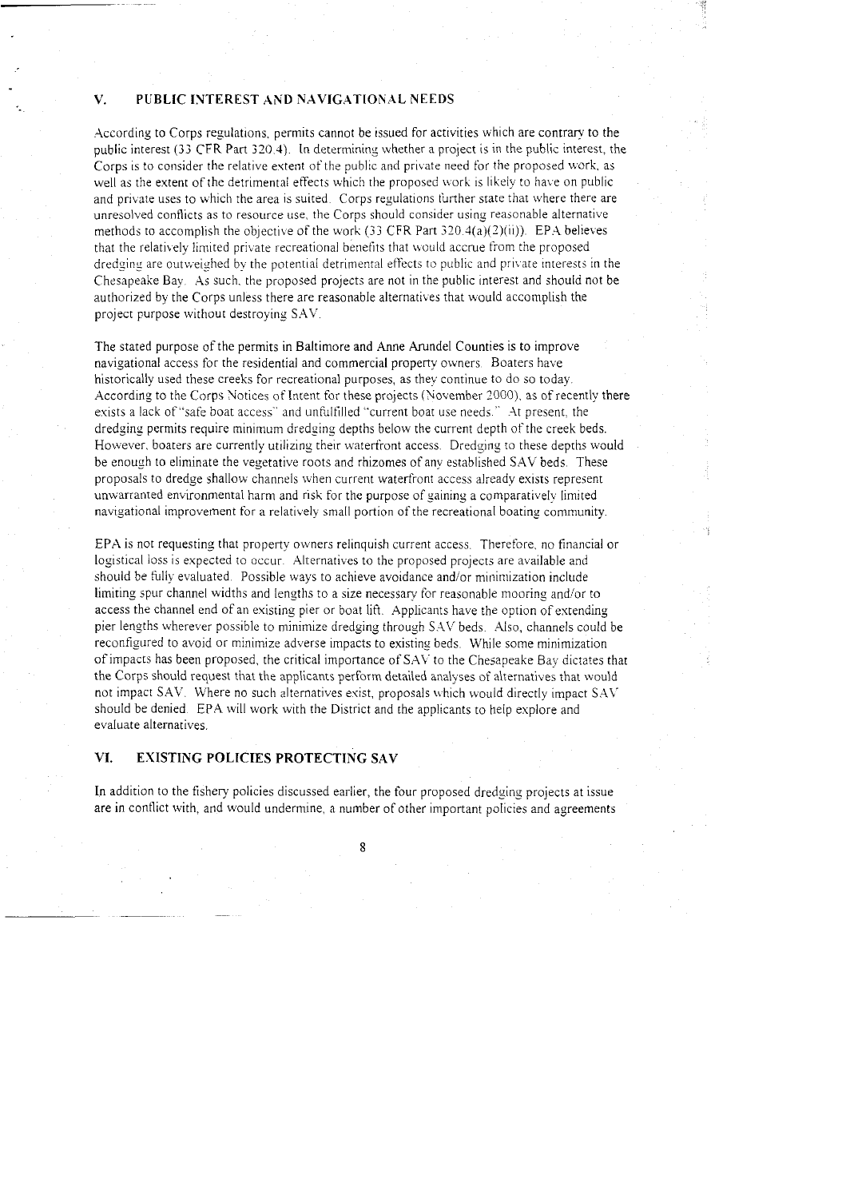## V. PUBLIC INTEREST AND NAVIGATIONAL NEEDS

According to Corps regulations, permits cannot be issued for activities which are contrary to the public interest (33 CFR Part 320.4). In determining whether a project is in the public interest, the Corps is to consider the relative extent of the public and private need for the proposed work, as well as the extent of the detrimental effects which the proposed work is likely to have on public and private uses to which the area is suited. Corps regulations further state that where there are unresolved conflicts as to resource use, the Corps should consider using reasonable alternative methods to accomplish the objective of the work (33 CFR Part 320.4(a)(2)(ii)). EPA believes that the relatively limited private recreational benefits that would accrue from the proposed dredging are outweighed by the potential detrimental effects to public and private interests in the Chesapeake Bay. As such, the proposed projects are not in the public interest and should not be authorized by the Corps unless there are reasonable alternatives that would accomplish the project purpose without destroying SAV.

The stated purpose of the permits in Baltimore and Anne Arundel Counties is to improve navigational access for the residential and commercial property owners. Boaters have historically used these creeks for recreational purposes, as they continue to do so today. According to the Corps Notices of Intent for these projects (November 2000), as of recently there exists a lack of "safe boat access" and unfulfilled "current boat use needs." At present, the dredging permits require minimum dredging depths below the current depth of the creek beds. However, boaters are currently utilizing their waterfront access. Dredging to these depths would be enough to eliminate the vegetative roots and rhizomes of any established SAV beds. These proposals to dredge shallow channels when current waterfront access already exists represent unwarranted environmental harm and risk for the purpose of gaining a comparatively limited navigational improvement for a relatively small portion of the recreational boating community.

EPA is not requesting that property owners relinquish current access. Therefore, no financial or logistical loss is expected to occur. Alternatives to the proposed projects are available and should be fully evaluated. Possible ways to achieve avoidance and/or minimization include limiting spur channel widths and lengths to a size necessary for reasonable mooring and/or to access the channel end of an existing pier or boat lift. Applicants have the option of extending pier lengths wherever possible to minimize dredging through SAV beds. Also, channels could be reconfigured to avoid or minimize adverse impacts to existing beds. While some minimization of impacts has been proposed, the critical importance of SAV to the Chesapeake Bay dictates that the Corps should request that the applicants perform detailed analyses of alternatives that would not impact SAV. Where no such alternatives exist, proposals which would directly impact SAV should be denied. EPA will work with the District and the applicants to help explore and evaluate alternatives.

## VI. EXISTING POLICIES PROTECTING SAV

In addition to the fishery policies discussed earlier, the four proposed dredging projects at issue are in conflict with, and would undermine, a number of other important policies and agreements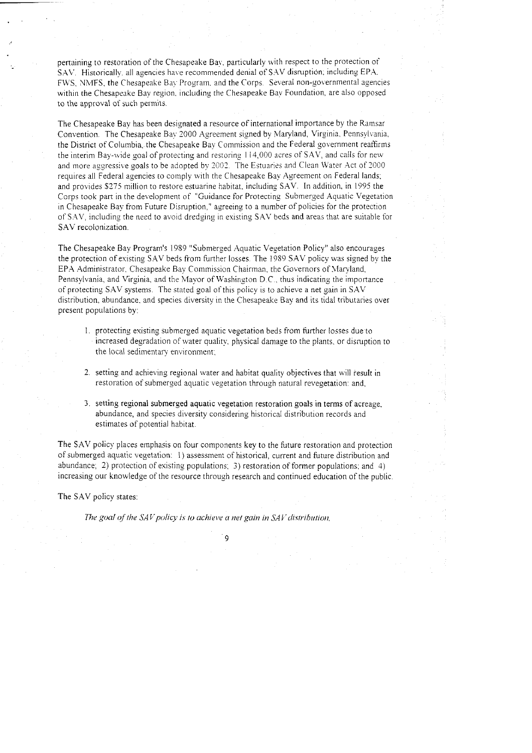pertaining to restoration of the Chesapeake Bay, particularly with respect to the protection of SAV. Historically, all agencies have recommended denial of SAV disruption, including EPA, FWS, NMFS, the Chesapeake Bay Program, and the Corps. Several non-governmental agencies within the Chesapeake Bay region, including the Chesapeake Bay Foundation, are also opposed to the approval of such permits.

The Chesapeake Bay has been designated a resource of international importance by the Ramsar Convention. The Chesapeake Bay 2000 Agreement signed by Maryland, Virginia, Pennsylvania, the District of Columbia, the Chesapeake Bay Commission and the Federal government reaffirms the interim Bay-wide goal of protecting and restoring 114,000 acres of SAV, and calls for new and more aggressive goals to be adopted by 2002. The Estuaries and Clean Water Act of 2000 requires all Federal agencies to comply with the Chesapeake Bay Agreement on Federal lands; and provides $275 million to restore estuarine habitat, including SAV. In addition, in 1995 the Corps took part in the development of "Guidance for Protecting Submerged Aquatic Vegetation in Chesapeake Bay from Future Disruption," agreeing to a number of policies for the protection of SAV, including the need to avoid dredging in existing SAV beds and areas that are suitable for SAV recolonization.

The Chesapeake Bay Program's 1989 "Submerged Aquatic Vegetation Policy" also encourages the protection of existing SAV beds from further losses. The 1989 SAV policy was signed by the EPA Administrator, Chesapeake Bay Commission Chairman, the Governors of Maryland, Pennsylvania, and Virginia, and the Mayor of Washington D.C., thus indicating the importance of protecting SAV systems. The stated goal of this policy is to achieve a net gain in SAV distribution, abundance, and species diversity in the Chesapeake Bay and its tidal tributaries over present populations by:

1. protecting existing submerged aquatic vegetation beds from further losses due to increased degradation of water quality, physical damage to the plants, or disruption to the local sedimentary environment;

2. setting and achieving regional water and habitat quality objectives that will result in restoration of submerged aquatic vegetation through natural revegetation; and,

3. setting regional submerged aquatic vegetation restoration goals in terms of acreage, abundance, and species diversity considering historical distribution records and estimates of potential habitat.

The SAV policy places emphasis on four components key to the future restoration and protection of submerged aquatic vegetation: 1) assessment of historical, current and future distribution and abundance; 2) protection of existing populations; 3) restoration of former populations; and 4) increasing our knowledge of the resource through research and continued education of the public.

The SAV policy states:

*The goal of the SAV policy is to achieve a net gain in SAV distribution,*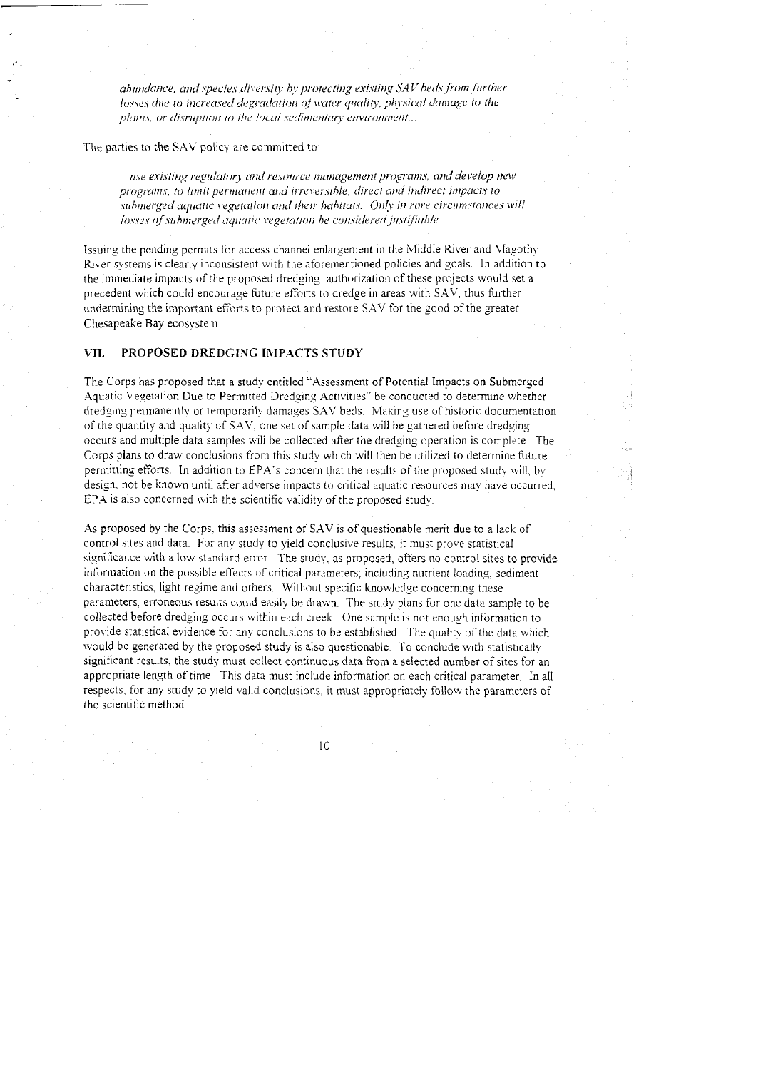*abundance, and species diversity by protecting existing SAV beds from further losses due to increased degradation of water quality, physical damage to the plants, or disruption to the local sedimentary environment....*

The parties to the SAV policy are committed to:

*...use existing regulatory and resource management programs, and develop new programs, to limit permanent and irreversible, direct and indirect impacts to submerged aquatic vegetation and their habitats. Only in rare circumstances will losses of submerged aquatic vegetation be considered justifiable.*

Issuing the pending permits for access channel enlargement in the Middle River and Magothy River systems is clearly inconsistent with the aforementioned policies and goals. In addition to the immediate impacts of the proposed dredging, authorization of these projects would set a precedent which could encourage future efforts to dredge in areas with SAV, thus further undermining the important efforts to protect and restore SAV for the good of the greater Chesapeake Bay ecosystem.

## VII. PROPOSED DREDGING IMPACTS STUDY

The Corps has proposed that a study entitled "Assessment of Potential Impacts on Submerged Aquatic Vegetation Due to Permitted Dredging Activities" be conducted to determine whether dredging permanently or temporarily damages SAV beds. Making use of historic documentation of the quantity and quality of SAV, one set of sample data will be gathered before dredging occurs and multiple data samples will be collected after the dredging operation is complete. The Corps plans to draw conclusions from this study which will then be utilized to determine future permitting efforts. In addition to EPA's concern that the results of the proposed study will, by design, not be known until after adverse impacts to critical aquatic resources may have occurred, EPA is also concerned with the scientific validity of the proposed study.

As proposed by the Corps, this assessment of SAV is of questionable merit due to a lack of control sites and data. For any study to yield conclusive results, it must prove statistical significance with a low standard error. The study, as proposed, offers no control sites to provide information on the possible effects of critical parameters; including nutrient loading, sediment characteristics, light regime and others. Without specific knowledge concerning these parameters, erroneous results could easily be drawn. The study plans for one data sample to be collected before dredging occurs within each creek. One sample is not enough information to provide statistical evidence for any conclusions to be established. The quality of the data which would be generated by the proposed study is also questionable. To conclude with statistically significant results, the study must collect continuous data from a selected number of sites for an appropriate length of time. This data must include information on each critical parameter. In all respects, for any study to yield valid conclusions, it must appropriately follow the parameters of the scientific method.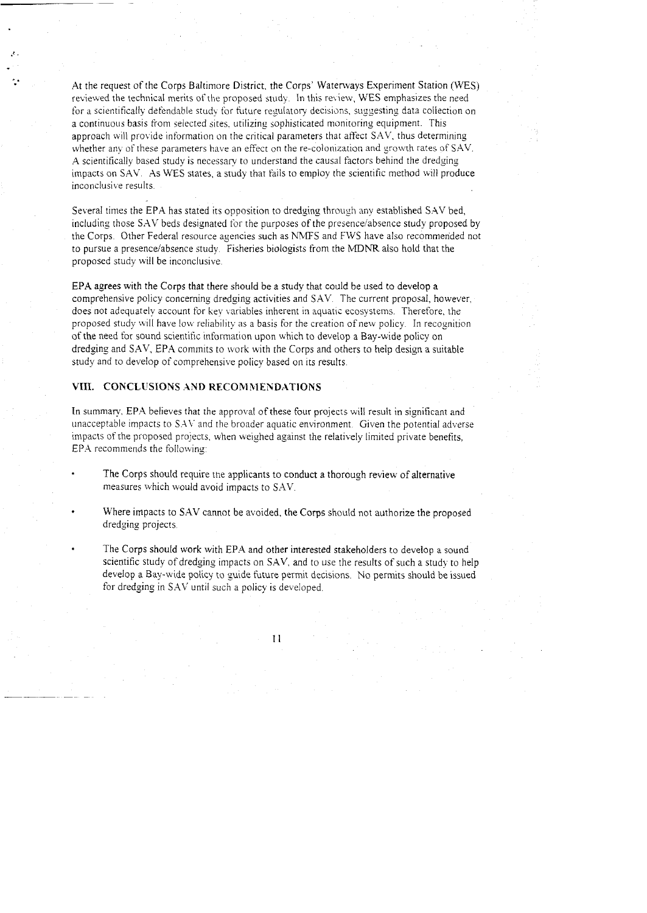At the request of the Corps Baltimore District, the Corps' Waterways Experiment Station (WES) reviewed the technical merits of the proposed study. In this review, WES emphasizes the need for a scientifically defendable study for future regulatory decisions, suggesting data collection on a continuous basis from selected sites, utilizing sophisticated monitoring equipment. This approach will provide information on the critical parameters that affect SAV, thus determining whether any of these parameters have an effect on the re-colonization and growth rates of SAV. A scientifically based study is necessary to understand the causal factors behind the dredging impacts on SAV. As WES states, a study that fails to employ the scientific method will produce inconclusive results.

Several times the EPA has stated its opposition to dredging through any established SAV bed, including those SAV beds designated for the purposes of the presence/absence study proposed by the Corps. Other Federal resource agencies such as NMFS and FWS have also recommended not to pursue a presence/absence study. Fisheries biologists from the MDNR also hold that the proposed study will be inconclusive.

EPA agrees with the Corps that there should be a study that could be used to develop a comprehensive policy concerning dredging activities and SAV. The current proposal, however, does not adequately account for key variables inherent in aquatic ecosystems. Therefore, the proposed study will have low reliability as a basis for the creation of new policy. In recognition of the need for sound scientific information upon which to develop a Bay-wide policy on dredging and SAV, EPA commits to work with the Corps and others to help design a suitable study and to develop of comprehensive policy based on its results.

## VIII. CONCLUSIONS AND RECOMMENDATIONS

In summary, EPA believes that the approval of these four projects will result in significant and unacceptable impacts to SAV and the broader aquatic environment. Given the potential adverse impacts of the proposed projects, when weighed against the relatively limited private benefits, EPA recommends the following:

- The Corps should require the applicants to conduct a thorough review of alternative measures which would avoid impacts to SAV.
- Where impacts to SAV cannot be avoided, the Corps should not authorize the proposed dredging projects.
- The Corps should work with EPA and other interested stakeholders to develop a sound scientific study of dredging impacts on SAV, and to use the results of such a study to help develop a Bay-wide policy to guide future permit decisions. No permits should be issued for dredging in SAV until such a policy is developed.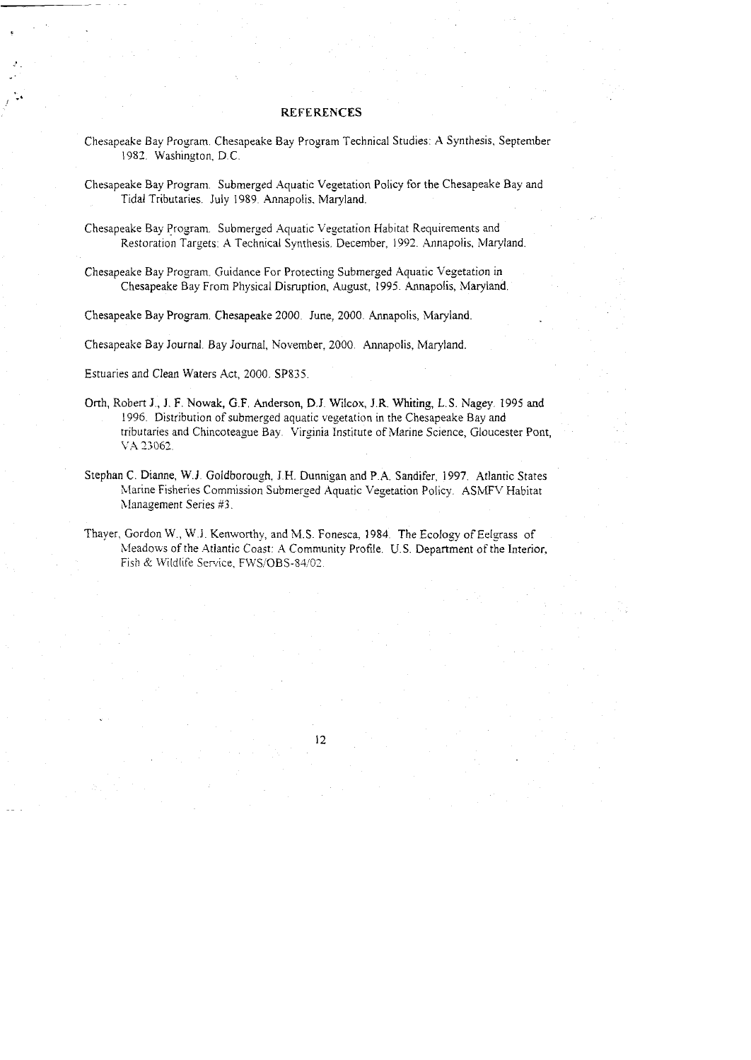## REFERENCES

Chesapeake Bay Program. Chesapeake Bay Program Technical Studies: A Synthesis, September 1982. Washington, D.C.

Chesapeake Bay Program. Submerged Aquatic Vegetation Policy for the Chesapeake Bay and Tidal Tributaries. July 1989. Annapolis, Maryland.

Chesapeake Bay Program. Submerged Aquatic Vegetation Habitat Requirements and Restoration Targets: A Technical Synthesis. December, 1992. Annapolis, Maryland.

Chesapeake Bay Program. Guidance For Protecting Submerged Aquatic Vegetation in Chesapeake Bay From Physical Disruption, August, 1995. Annapolis, Maryland.

Chesapeake Bay Program. Chesapeake 2000. June, 2000. Annapolis, Maryland.

Chesapeake Bay Journal. Bay Journal, November, 2000. Annapolis, Maryland.

Estuaries and Clean Waters Act, 2000. SP835.

Orth, Robert J., J. F. Nowak, G.F. Anderson, D.J. Wilcox, J.R. Whiting, L.S. Nagey. 1995 and 1996. Distribution of submerged aquatic vegetation in the Chesapeake Bay and tributaries and Chincoteague Bay. Virginia Institute of Marine Science, Gloucester Pont, VA 23062.

Stephan C. Dianne, W.J. Goldborough, J.H. Dunnigan and P.A. Sandifer, 1997. Atlantic States Marine Fisheries Commission Submerged Aquatic Vegetation Policy. ASMFV Habitat Management Series #3.

Thayer, Gordon W., W.J. Kenworthy, and M.S. Fonesca, 1984. The Ecology of Eelgrass of Meadows of the Atlantic Coast: A Community Profile. U.S. Department of the Interior, Fish & Wildlife Service, FWS/OBS-84/02.